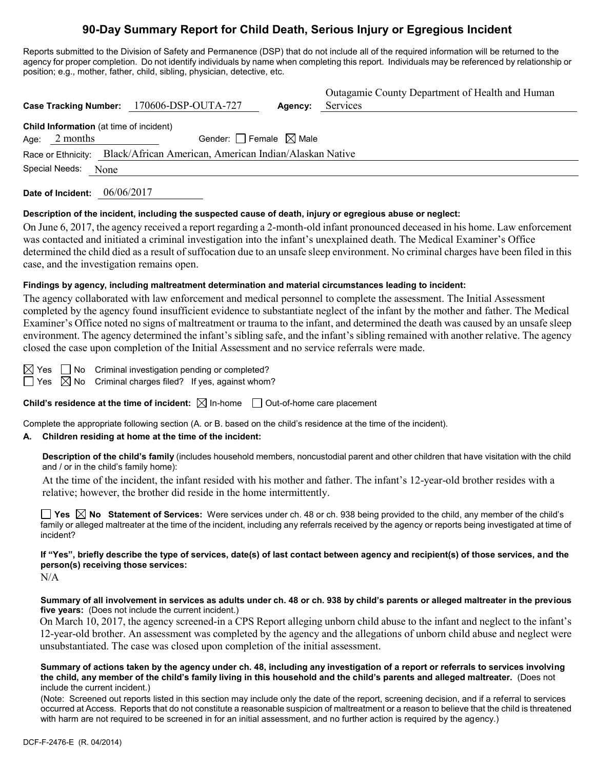# 90-Day Summary Report for Child Death, Serious Injury or Egregious Incident

Reports submitted to the Division of Safety and Permanence (DSP) that do not include all of the required information will be returned to the agency for proper completion. Do not identify individuals by name when completing this report. Individuals may be referenced by relationship or position; e.g., mother, father, child, sibling, physician, detective, etc.

**Case Tracking Number:** 170606-DSP-OUTA-727 **Agency:** Outagamie County Department of Health and Human Services

**Child Information** (at time of incident)

Age: 2 months Gender: ☐ Female ☒ Male

Race or Ethnicity: Black/African American, American Indian/Alaskan Native

Special Needs: None

**Date of Incident:** 06/06/2017

**Description of the incident, including the suspected cause of death, injury or egregious abuse or neglect:**

On June 6, 2017, the agency received a report regarding a 2-month-old infant pronounced deceased in his home. Law enforcement was contacted and initiated a criminal investigation into the infant's unexplained death. The Medical Examiner's Office determined the child died as a result of suffocation due to an unsafe sleep environment. No criminal charges have been filed in this case, and the investigation remains open.

**Findings by agency, including maltreatment determination and material circumstances leading to incident:**

The agency collaborated with law enforcement and medical personnel to complete the assessment. The Initial Assessment completed by the agency found insufficient evidence to substantiate neglect of the infant by the mother and father. The Medical Examiner's Office noted no signs of maltreatment or trauma to the infant, and determined the death was caused by an unsafe sleep environment. The agency determined the infant's sibling safe, and the infant's sibling remained with another relative. The agency closed the case upon completion of the Initial Assessment and no service referrals were made.

☒ Yes ☐ No Criminal investigation pending or completed?

☐ Yes ☒ No Criminal charges filed? If yes, against whom?

**Child's residence at the time of incident:** ☒ In-home ☐ Out-of-home care placement

Complete the appropriate following section (A. or B. based on the child's residence at the time of the incident).

**A. Children residing at home at the time of the incident:**

**Description of the child's family** (includes household members, noncustodial parent and other children that have visitation with the child and / or in the child's family home):

At the time of the incident, the infant resided with his mother and father. The infant's 12-year-old brother resides with a relative; however, the brother did reside in the home intermittently.

☐ **Yes** ☒ **No** **Statement of Services:** Were services under ch. 48 or ch. 938 being provided to the child, any member of the child's family or alleged maltreater at the time of the incident, including any referrals received by the agency or reports being investigated at time of incident?

**If "Yes", briefly describe the type of services, date(s) of last contact between agency and recipient(s) of those services, and the person(s) receiving those services:**

N/A

**Summary of all involvement in services as adults under ch. 48 or ch. 938 by child's parents or alleged maltreater in the previous five years:** (Does not include the current incident.)

On March 10, 2017, the agency screened-in a CPS Report alleging unborn child abuse to the infant and neglect to the infant's 12-year-old brother. An assessment was completed by the agency and the allegations of unborn child abuse and neglect were unsubstantiated. The case was closed upon completion of the initial assessment.

**Summary of actions taken by the agency under ch. 48, including any investigation of a report or referrals to services involving the child, any member of the child's family living in this household and the child's parents and alleged maltreater.** (Does not include the current incident.)

(Note: Screened out reports listed in this section may include only the date of the report, screening decision, and if a referral to services occurred at Access. Reports that do not constitute a reasonable suspicion of maltreatment or a reason to believe that the child is threatened with harm are not required to be screened in for an initial assessment, and no further action is required by the agency.)

DCF-F-2476-E (R. 04/2014)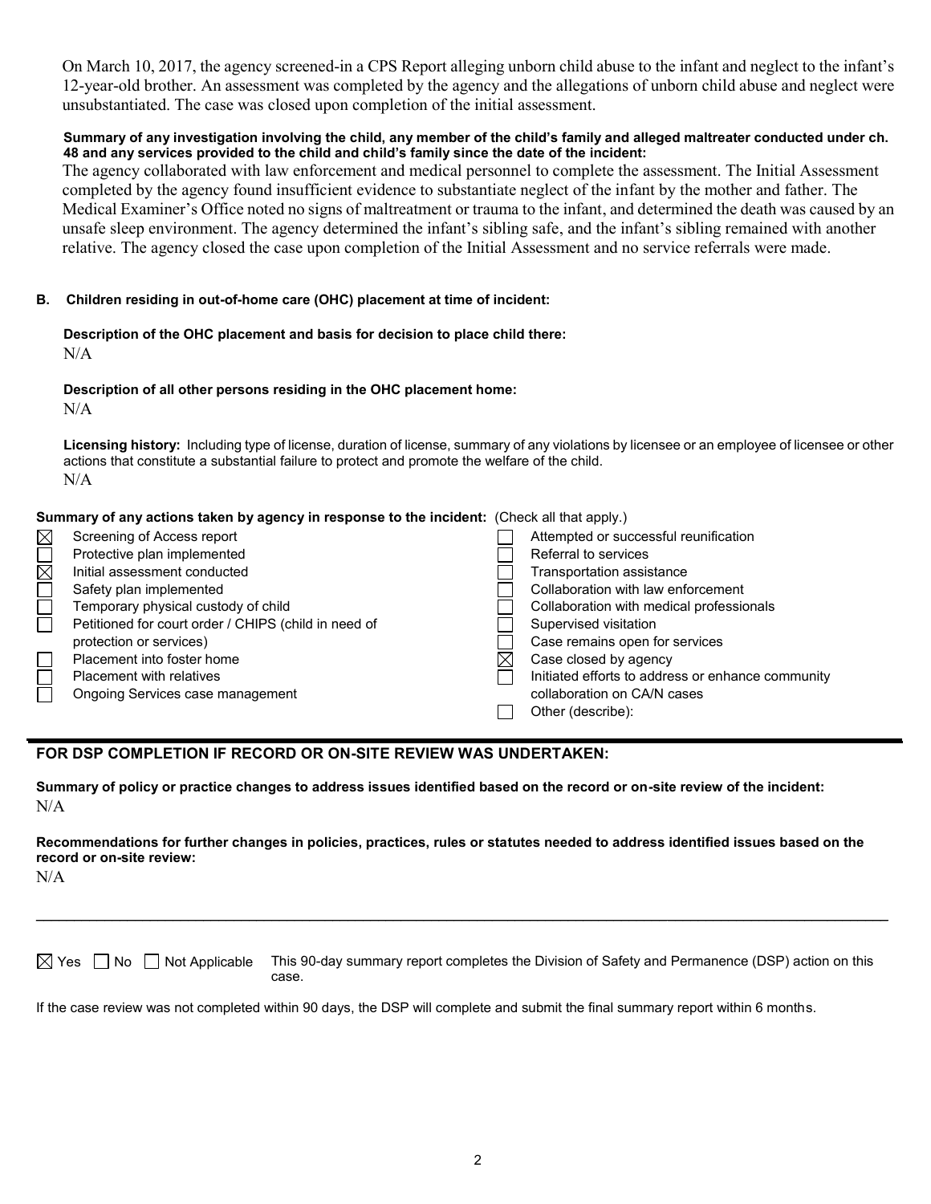On March 10, 2017, the agency screened-in a CPS Report alleging unborn child abuse to the infant and neglect to the infant's 12-year-old brother. An assessment was completed by the agency and the allegations of unborn child abuse and neglect were unsubstantiated. The case was closed upon completion of the initial assessment.

**Summary of any investigation involving the child, any member of the child's family and alleged maltreater conducted under ch. 48 and any services provided to the child and child's family since the date of the incident:**

The agency collaborated with law enforcement and medical personnel to complete the assessment. The Initial Assessment completed by the agency found insufficient evidence to substantiate neglect of the infant by the mother and father. The Medical Examiner's Office noted no signs of maltreatment or trauma to the infant, and determined the death was caused by an unsafe sleep environment. The agency determined the infant's sibling safe, and the infant's sibling remained with another relative. The agency closed the case upon completion of the Initial Assessment and no service referrals were made.

**B. Children residing in out-of-home care (OHC) placement at time of incident:**

**Description of the OHC placement and basis for decision to place child there:**

N/A

**Description of all other persons residing in the OHC placement home:**

N/A

**Licensing history:** Including type of license, duration of license, summary of any violations by licensee or an employee of licensee or other actions that constitute a substantial failure to protect and promote the welfare of the child.

N/A

**Summary of any actions taken by agency in response to the incident:** (Check all that apply.)

- ☒ Screening of Access report
- ☐ Protective plan implemented
- ☒ Initial assessment conducted
- ☐ Safety plan implemented
- ☐ Temporary physical custody of child
- ☐ Petitioned for court order / CHIPS (child in need of protection or services)
- ☐ Placement into foster home
- ☐ Placement with relatives
- ☐ Ongoing Services case management
- ☐ Attempted or successful reunification
- ☐ Referral to services
- ☐ Transportation assistance
- ☐ Collaboration with law enforcement
- ☐ Collaboration with medical professionals
- ☐ Supervised visitation
- ☐ Case remains open for services
- ☒ Case closed by agency
- ☐ Initiated efforts to address or enhance community collaboration on CA/N cases
- ☐ Other (describe):

## FOR DSP COMPLETION IF RECORD OR ON-SITE REVIEW WAS UNDERTAKEN:

**Summary of policy or practice changes to address issues identified based on the record or on-site review of the incident:**

N/A

**Recommendations for further changes in policies, practices, rules or statutes needed to address identified issues based on the record or on-site review:**

N/A

---

☒ Yes ☐ No ☐ Not Applicable  This 90-day summary report completes the Division of Safety and Permanence (DSP) action on this case.

If the case review was not completed within 90 days, the DSP will complete and submit the final summary report within 6 months.